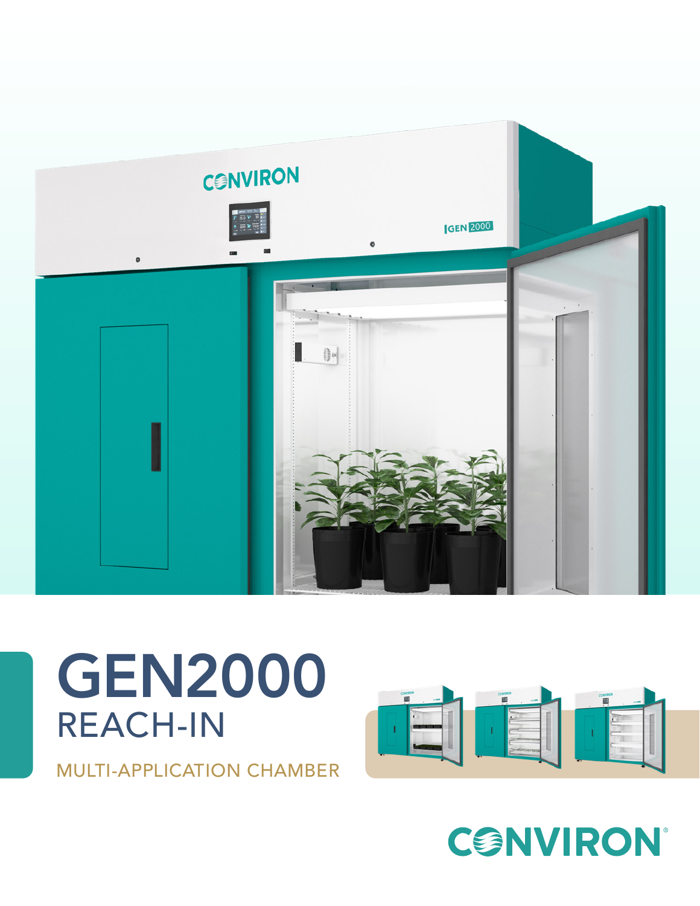# GEN2000

## REACH-IN

MULTI-APPLICATION CHAMBER

CONVIRON®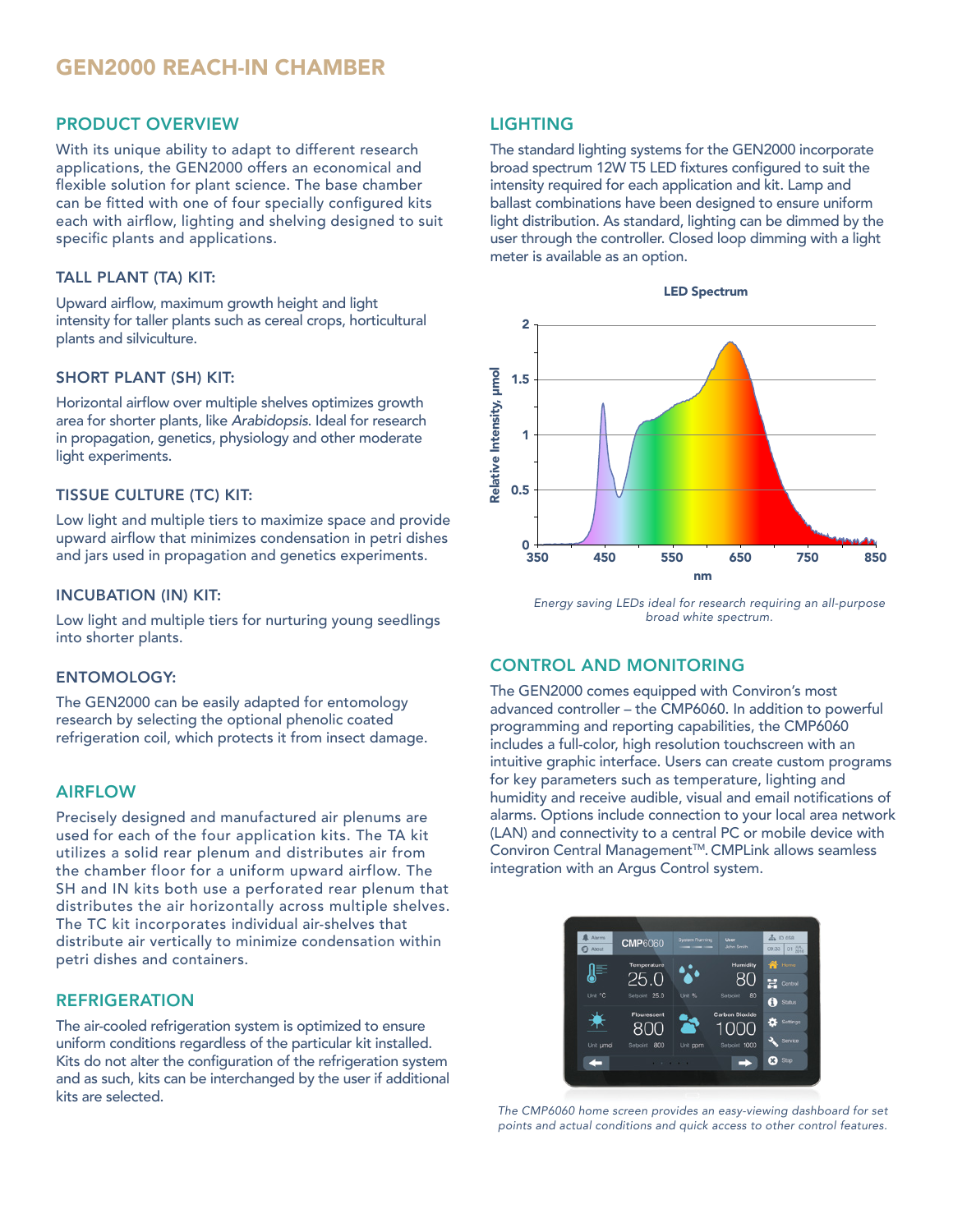# GEN2000 REACH-IN CHAMBER

## PRODUCT OVERVIEW

With its unique ability to adapt to different research applications, the GEN2000 offers an economical and flexible solution for plant science. The base chamber can be fitted with one of four specially configured kits each with airflow, lighting and shelving designed to suit specific plants and applications.

### TALL PLANT (TA) KIT:

Upward airflow, maximum growth height and light intensity for taller plants such as cereal crops, horticultural plants and silviculture.

### SHORT PLANT (SH) KIT:

Horizontal airflow over multiple shelves optimizes growth area for shorter plants, like *Arabidopsis*. Ideal for research in propagation, genetics, physiology and other moderate light experiments.

### TISSUE CULTURE (TC) KIT:

Low light and multiple tiers to maximize space and provide upward airflow that minimizes condensation in petri dishes and jars used in propagation and genetics experiments.

### INCUBATION (IN) KIT:

Low light and multiple tiers for nurturing young seedlings into shorter plants.

### ENTOMOLOGY:

The GEN2000 can be easily adapted for entomology research by selecting the optional phenolic coated refrigeration coil, which protects it from insect damage.

## AIRFLOW

Precisely designed and manufactured air plenums are used for each of the four application kits. The TA kit utilizes a solid rear plenum and distributes air from the chamber floor for a uniform upward airflow. The SH and IN kits both use a perforated rear plenum that distributes the air horizontally across multiple shelves. The TC kit incorporates individual air-shelves that distribute air vertically to minimize condensation within petri dishes and containers.

## REFRIGERATION

The air-cooled refrigeration system is optimized to ensure uniform conditions regardless of the particular kit installed. Kits do not alter the configuration of the refrigeration system and as such, kits can be interchanged by the user if additional kits are selected.

## LIGHTING

The standard lighting systems for the GEN2000 incorporate broad spectrum 12W T5 LED fixtures configured to suit the intensity required for each application and kit. Lamp and ballast combinations have been designed to ensure uniform light distribution. As standard, lighting can be dimmed by the user through the controller. Closed loop dimming with a light meter is available as an option.

*Energy saving LEDs ideal for research requiring an all-purpose broad white spectrum.*

## CONTROL AND MONITORING

The GEN2000 comes equipped with Conviron's most advanced controller – the CMP6060. In addition to powerful programming and reporting capabilities, the CMP6060 includes a full-color, high resolution touchscreen with an intuitive graphic interface. Users can create custom programs for key parameters such as temperature, lighting and humidity and receive audible, visual and email notifications of alarms. Options include connection to your local area network (LAN) and connectivity to a central PC or mobile device with Conviron Central Management™. CMPLink allows seamless integration with an Argus Control system.

*The CMP6060 home screen provides an easy-viewing dashboard for set points and actual conditions and quick access to other control features.*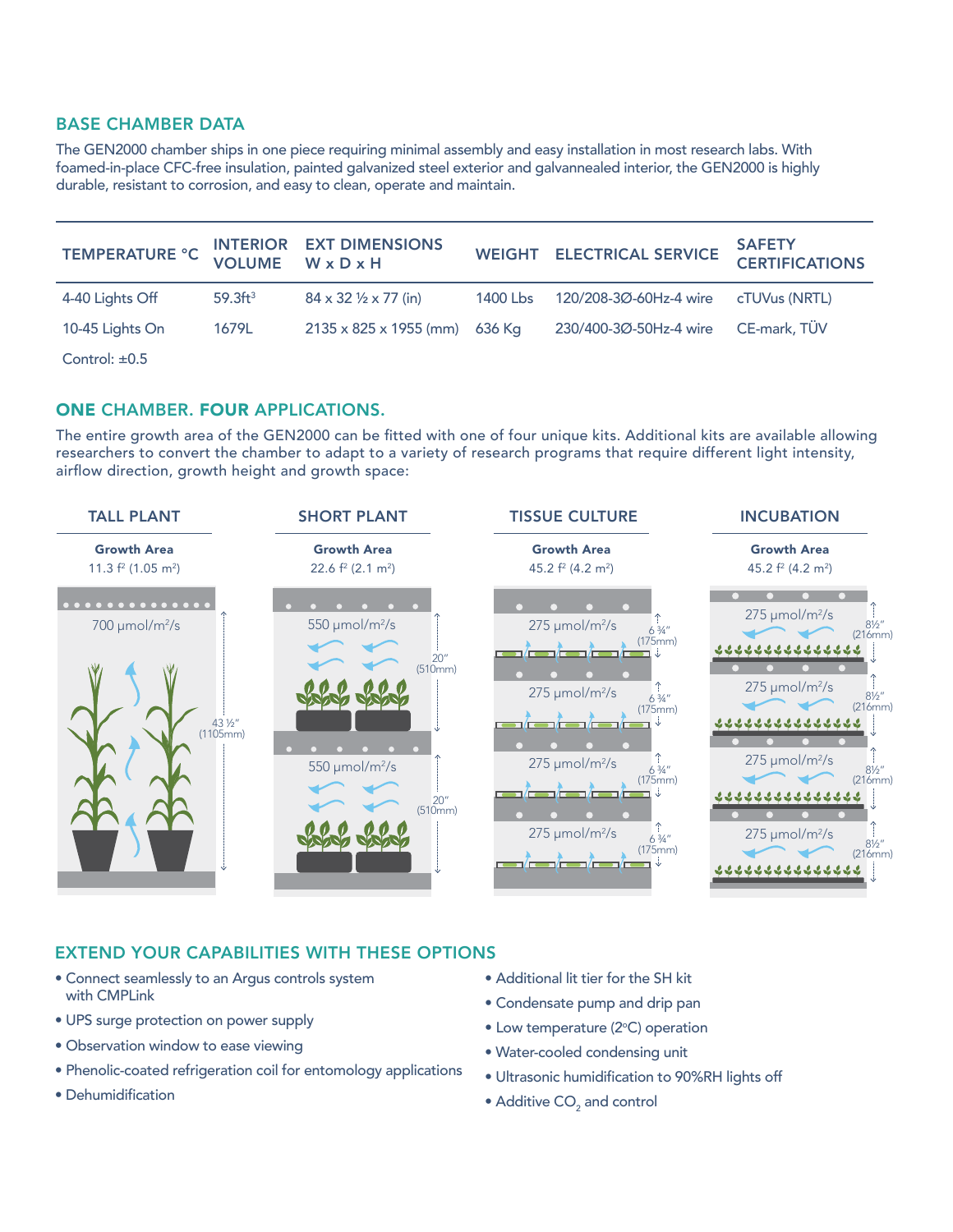## BASE CHAMBER DATA

The GEN2000 chamber ships in one piece requiring minimal assembly and easy installation in most research labs. With foamed-in-place CFC-free insulation, painted galvanized steel exterior and galvannealed interior, the GEN2000 is highly durable, resistant to corrosion, and easy to clean, operate and maintain.

| TEMPERATURE °C | INTERIOR VOLUME | EXT DIMENSIONS W x D x H | WEIGHT | ELECTRICAL SERVICE | SAFETY CERTIFICATIONS |
|---|---|---|---|---|---|
| 4-40 Lights Off | 59.3ft³ | 84 x 32 ½ x 77 (in) | 1400 Lbs | 120/208-3Ø-60Hz-4 wire | cTUVus (NRTL) |
| 10-45 Lights On | 1679L | 2135 x 825 x 1955 (mm) | 636 Kg | 230/400-3Ø-50Hz-4 wire | CE-mark, TÜV |
| Control: ±0.5 | | | | | |

## ONE CHAMBER. FOUR APPLICATIONS.

The entire growth area of the GEN2000 can be fitted with one of four unique kits. Additional kits are available allowing researchers to convert the chamber to adapt to a variety of research programs that require different light intensity, airflow direction, growth height and growth space:

### TALL PLANT

**Growth Area**
11.3 f² (1.05 m²)

700 μmol/m²/s

43 ½" (1105mm)

### SHORT PLANT

**Growth Area**
22.6 f² (2.1 m²)

550 μmol/m²/s — 20" (510mm)

550 μmol/m²/s — 20" (510mm)

### TISSUE CULTURE

**Growth Area**
45.2 f² (4.2 m²)

275 μmol/m²/s — 6 ¾" (175mm)

275 μmol/m²/s — 6 ¾" (175mm)

275 μmol/m²/s — 6 ¾" (175mm)

275 μmol/m²/s — 6 ¾" (175mm)

### INCUBATION

**Growth Area**
45.2 f² (4.2 m²)

275 μmol/m²/s — 8½" (216mm)

275 μmol/m²/s — 8½" (216mm)

275 μmol/m²/s — 8½" (216mm)

275 μmol/m²/s — 8½" (216mm)

## EXTEND YOUR CAPABILITIES WITH THESE OPTIONS

- Connect seamlessly to an Argus controls system with CMPLink
- UPS surge protection on power supply
- Observation window to ease viewing
- Phenolic-coated refrigeration coil for entomology applications
- Dehumidification
- Additional lit tier for the SH kit
- Condensate pump and drip pan
- Low temperature (2°C) operation
- Water-cooled condensing unit
- Ultrasonic humidification to 90%RH lights off
- Additive $CO_2$ and control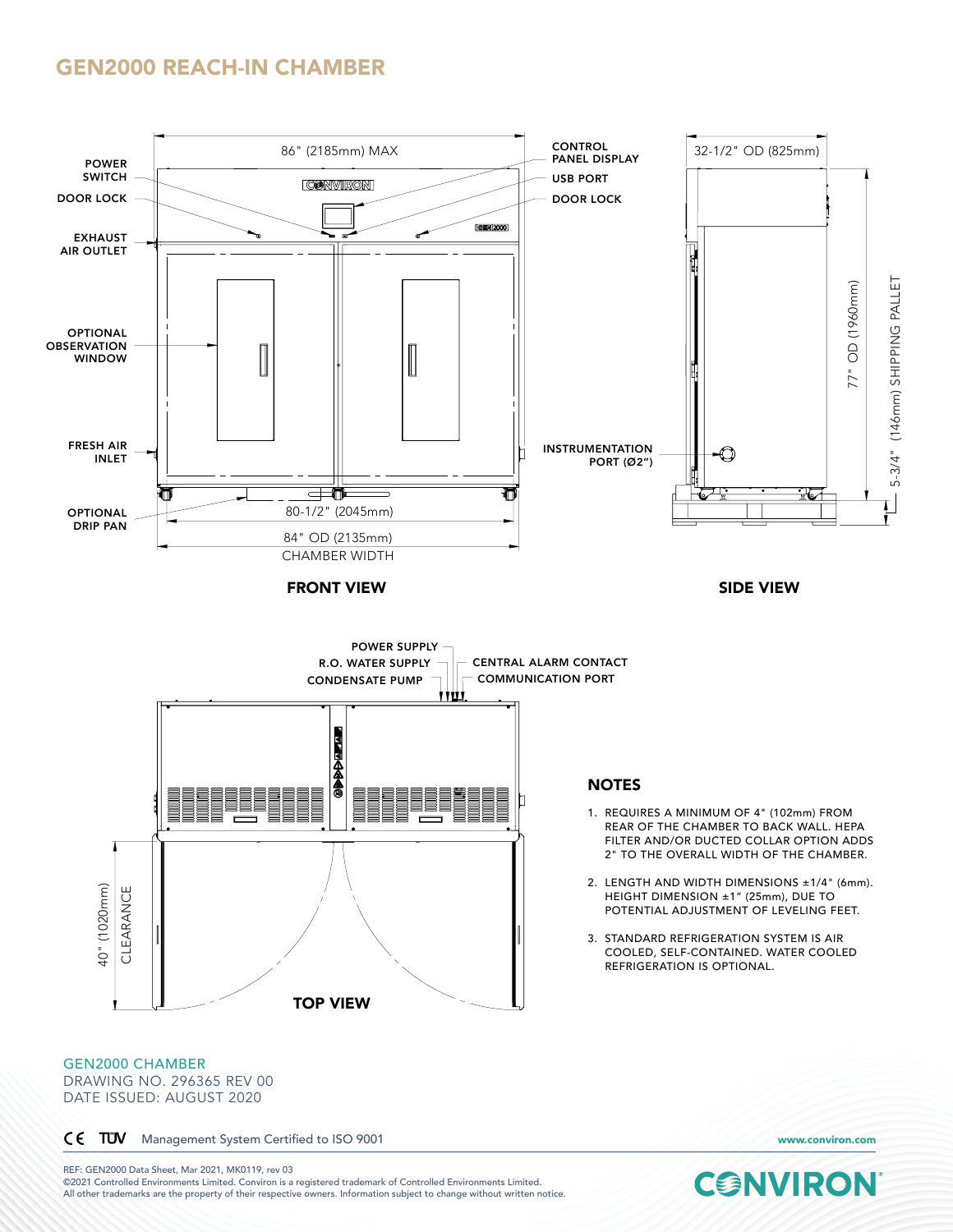# GEN2000 REACH-IN CHAMBER

86" (2185mm) MAX

POWER SWITCH

DOOR LOCK

EXHAUST AIR OUTLET

OPTIONAL OBSERVATION WINDOW

FRESH AIR INLET

OPTIONAL DRIP PAN

CONTROL PANEL DISPLAY

USB PORT

DOOR LOCK

INSTRUMENTATION PORT (Ø2")

80-1/2" (2045mm)

84" OD (2135mm)

CHAMBER WIDTH

32-1/2" OD (825mm)

77" OD (1960mm)

5-3/4" (146mm) SHIPPING PALLET

**FRONT VIEW**

**SIDE VIEW**

POWER SUPPLY

R.O. WATER SUPPLY

CONDENSATE PUMP

CENTRAL ALARM CONTACT

COMMUNICATION PORT

40" (1020mm) CLEARANCE

**TOP VIEW**

## NOTES

1. REQUIRES A MINIMUM OF 4" (102mm) FROM REAR OF THE CHAMBER TO BACK WALL. HEPA FILTER AND/OR DUCTED COLLAR OPTION ADDS 2" TO THE OVERALL WIDTH OF THE CHAMBER.
2. LENGTH AND WIDTH DIMENSIONS ±1/4" (6mm). HEIGHT DIMENSION ±1" (25mm), DUE TO POTENTIAL ADJUSTMENT OF LEVELING FEET.
3. STANDARD REFRIGERATION SYSTEM IS AIR COOLED, SELF-CONTAINED. WATER COOLED REFRIGERATION IS OPTIONAL.

GEN2000 CHAMBER
DRAWING NO. 296365 REV 00
DATE ISSUED: AUGUST 2020

CE TÜV Management System Certified to ISO 9001

www.conviron.com

REF: GEN2000 Data Sheet, Mar 2021, MK0119, rev 03
©2021 Controlled Environments Limited. Conviron is a registered trademark of Controlled Environments Limited.
All other trademarks are the property of their respective owners. Information subject to change without written notice.